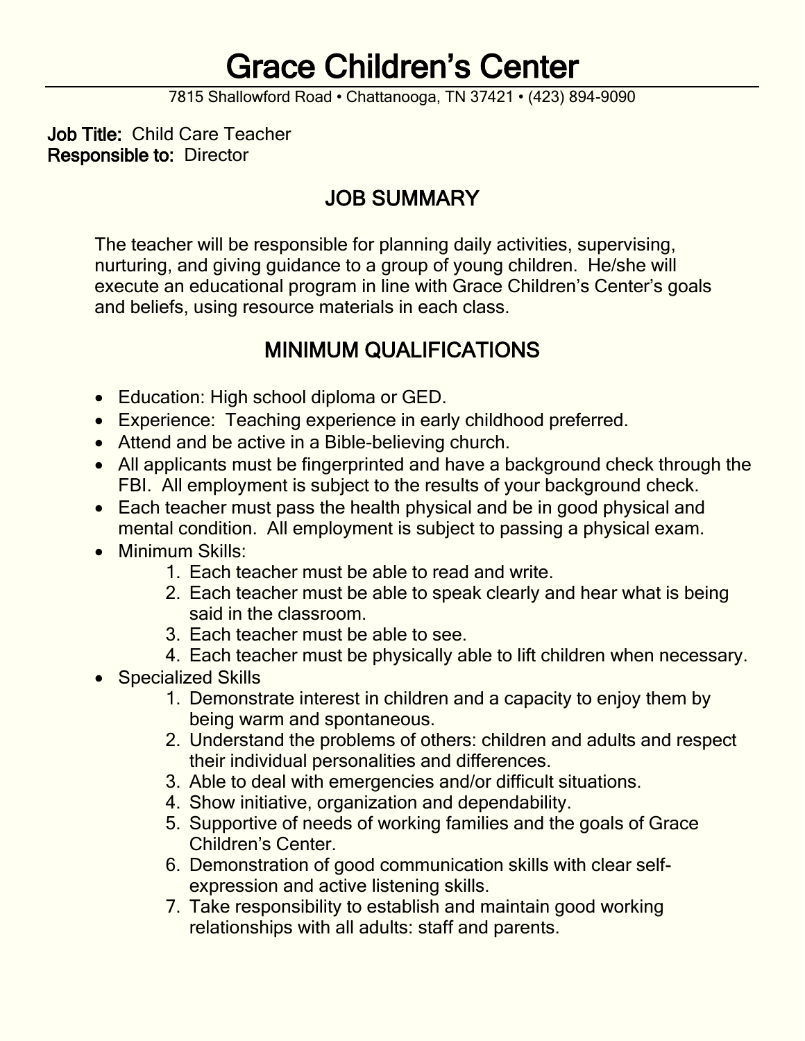# Grace Children's Center

7815 Shallowford Road • Chattanooga, TN 37421 • (423) 894-9090

**Job Title:** Child Care Teacher
**Responsible to:** Director

## JOB SUMMARY

The teacher will be responsible for planning daily activities, supervising, nurturing, and giving guidance to a group of young children. He/she will execute an educational program in line with Grace Children's Center's goals and beliefs, using resource materials in each class.

## MINIMUM QUALIFICATIONS

- Education: High school diploma or GED.
- Experience: Teaching experience in early childhood preferred.
- Attend and be active in a Bible-believing church.
- All applicants must be fingerprinted and have a background check through the FBI. All employment is subject to the results of your background check.
- Each teacher must pass the health physical and be in good physical and mental condition. All employment is subject to passing a physical exam.
- Minimum Skills:
    1. Each teacher must be able to read and write.
    2. Each teacher must be able to speak clearly and hear what is being said in the classroom.
    3. Each teacher must be able to see.
    4. Each teacher must be physically able to lift children when necessary.
- Specialized Skills
    1. Demonstrate interest in children and a capacity to enjoy them by being warm and spontaneous.
    2. Understand the problems of others: children and adults and respect their individual personalities and differences.
    3. Able to deal with emergencies and/or difficult situations.
    4. Show initiative, organization and dependability.
    5. Supportive of needs of working families and the goals of Grace Children's Center.
    6. Demonstration of good communication skills with clear self-expression and active listening skills.
    7. Take responsibility to establish and maintain good working relationships with all adults: staff and parents.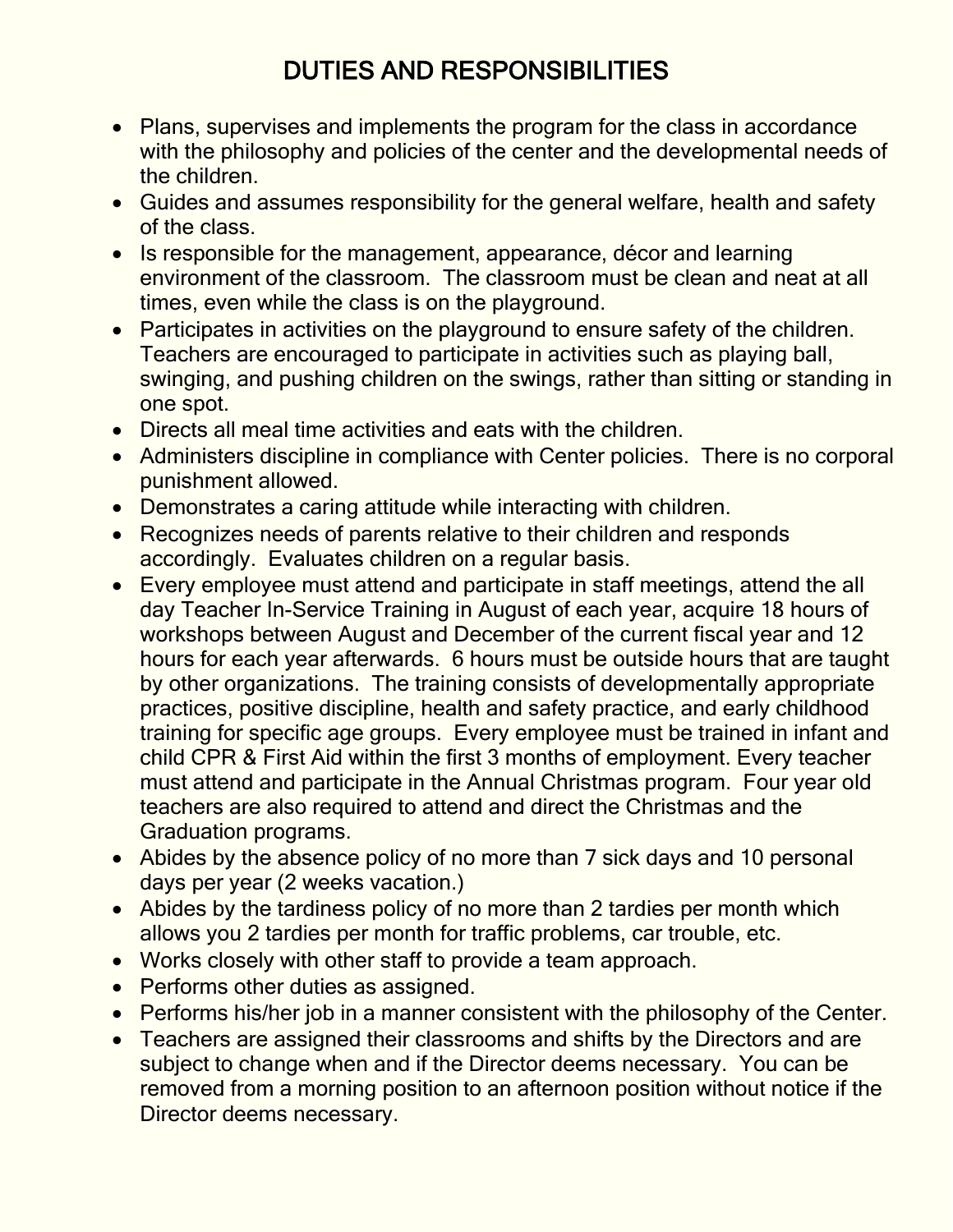## DUTIES AND RESPONSIBILITIES

- Plans, supervises and implements the program for the class in accordance with the philosophy and policies of the center and the developmental needs of the children.
- Guides and assumes responsibility for the general welfare, health and safety of the class.
- Is responsible for the management, appearance, décor and learning environment of the classroom. The classroom must be clean and neat at all times, even while the class is on the playground.
- Participates in activities on the playground to ensure safety of the children. Teachers are encouraged to participate in activities such as playing ball, swinging, and pushing children on the swings, rather than sitting or standing in one spot.
- Directs all meal time activities and eats with the children.
- Administers discipline in compliance with Center policies. There is no corporal punishment allowed.
- Demonstrates a caring attitude while interacting with children.
- Recognizes needs of parents relative to their children and responds accordingly. Evaluates children on a regular basis.
- Every employee must attend and participate in staff meetings, attend the all day Teacher In-Service Training in August of each year, acquire 18 hours of workshops between August and December of the current fiscal year and 12 hours for each year afterwards. 6 hours must be outside hours that are taught by other organizations. The training consists of developmentally appropriate practices, positive discipline, health and safety practice, and early childhood training for specific age groups. Every employee must be trained in infant and child CPR & First Aid within the first 3 months of employment. Every teacher must attend and participate in the Annual Christmas program. Four year old teachers are also required to attend and direct the Christmas and the Graduation programs.
- Abides by the absence policy of no more than 7 sick days and 10 personal days per year (2 weeks vacation.)
- Abides by the tardiness policy of no more than 2 tardies per month which allows you 2 tardies per month for traffic problems, car trouble, etc.
- Works closely with other staff to provide a team approach.
- Performs other duties as assigned.
- Performs his/her job in a manner consistent with the philosophy of the Center.
- Teachers are assigned their classrooms and shifts by the Directors and are subject to change when and if the Director deems necessary. You can be removed from a morning position to an afternoon position without notice if the Director deems necessary.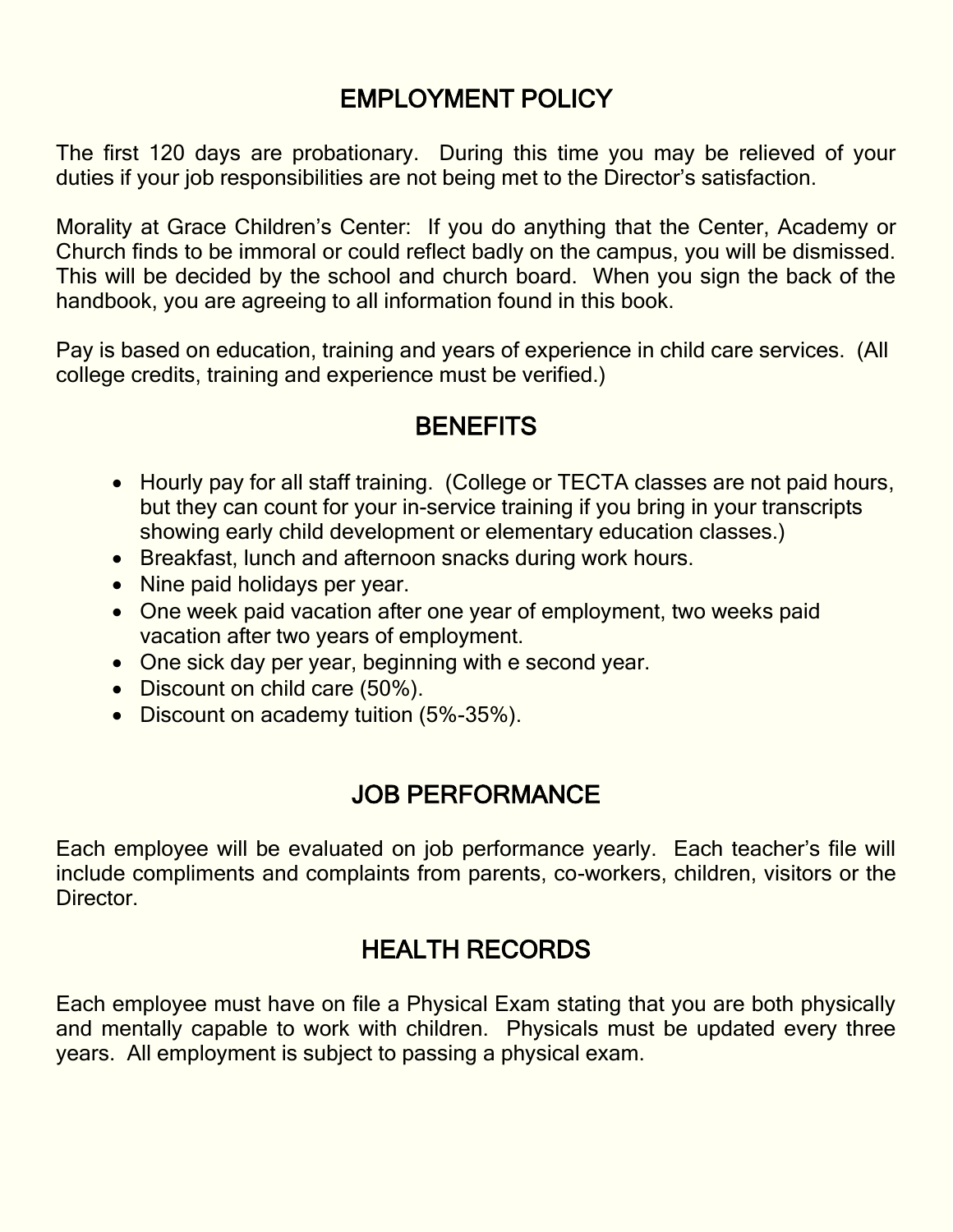## EMPLOYMENT POLICY

The first 120 days are probationary. During this time you may be relieved of your duties if your job responsibilities are not being met to the Director's satisfaction.

Morality at Grace Children's Center: If you do anything that the Center, Academy or Church finds to be immoral or could reflect badly on the campus, you will be dismissed. This will be decided by the school and church board. When you sign the back of the handbook, you are agreeing to all information found in this book.

Pay is based on education, training and years of experience in child care services. (All college credits, training and experience must be verified.)

## BENEFITS

- Hourly pay for all staff training. (College or TECTA classes are not paid hours, but they can count for your in-service training if you bring in your transcripts showing early child development or elementary education classes.)
- Breakfast, lunch and afternoon snacks during work hours.
- Nine paid holidays per year.
- One week paid vacation after one year of employment, two weeks paid vacation after two years of employment.
- One sick day per year, beginning with e second year.
- Discount on child care (50%).
- Discount on academy tuition (5%-35%).

## JOB PERFORMANCE

Each employee will be evaluated on job performance yearly. Each teacher's file will include compliments and complaints from parents, co-workers, children, visitors or the Director.

## HEALTH RECORDS

Each employee must have on file a Physical Exam stating that you are both physically and mentally capable to work with children. Physicals must be updated every three years. All employment is subject to passing a physical exam.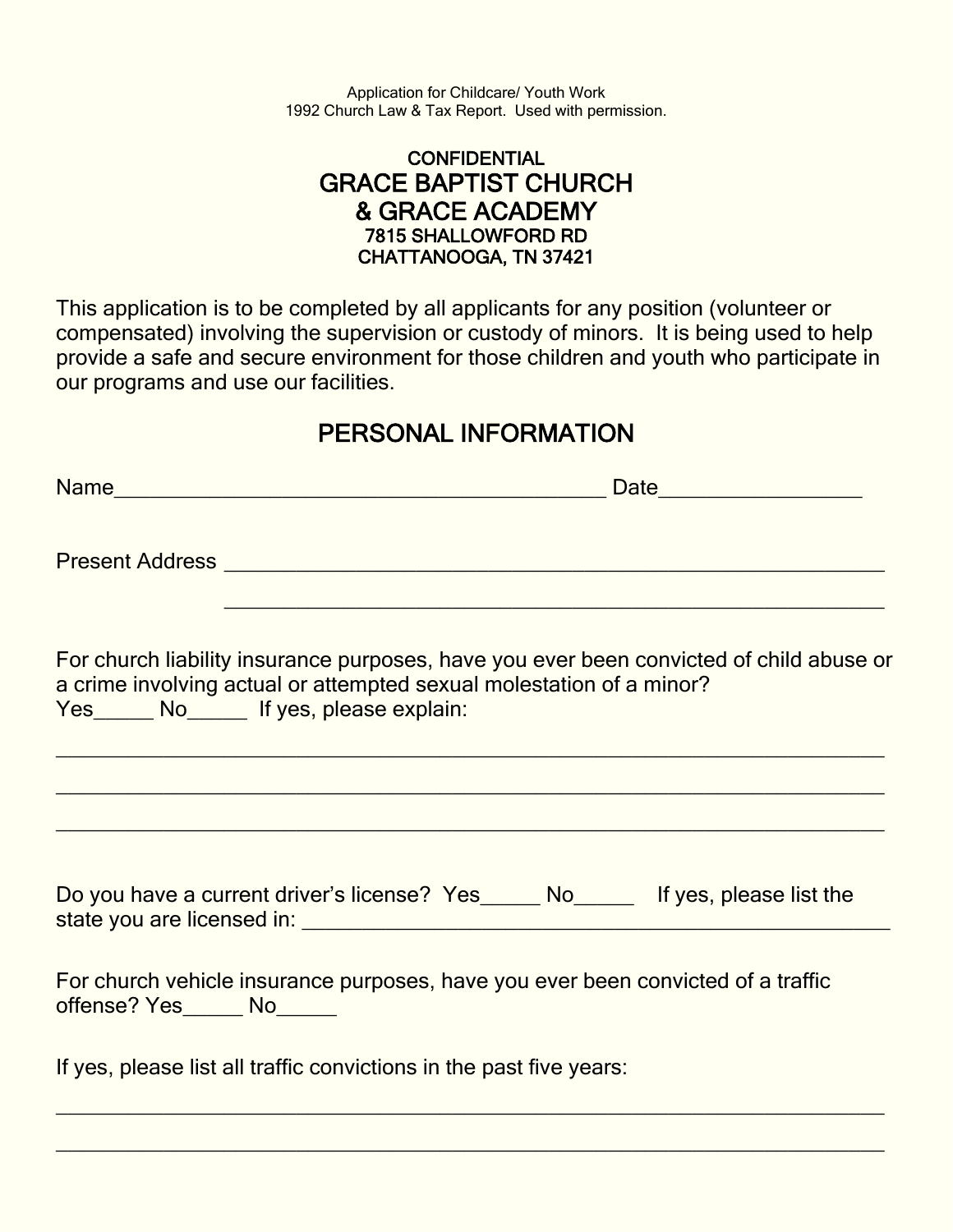Application for Childcare/ Youth Work
1992 Church Law & Tax Report. Used with permission.

CONFIDENTIAL

# GRACE BAPTIST CHURCH & GRACE ACADEMY

7815 SHALLOWFORD RD
CHATTANOOGA, TN 37421

This application is to be completed by all applicants for any position (volunteer or compensated) involving the supervision or custody of minors. It is being used to help provide a safe and secure environment for those children and youth who participate in our programs and use our facilities.

## PERSONAL INFORMATION

Name_____________________________________________ Date_________________

Present Address ___________________________________________________________

_______________________________________________________________

For church liability insurance purposes, have you ever been convicted of child abuse or a crime involving actual or attempted sexual molestation of a minor?
Yes_____ No_____ If yes, please explain:

_____________________________________________________________________________

_____________________________________________________________________________

_____________________________________________________________________________

Do you have a current driver's license? Yes_____ No_____ If yes, please list the state you are licensed in: _______________________________________________________

For church vehicle insurance purposes, have you ever been convicted of a traffic offense? Yes_____ No_____

If yes, please list all traffic convictions in the past five years:

_____________________________________________________________________________

_____________________________________________________________________________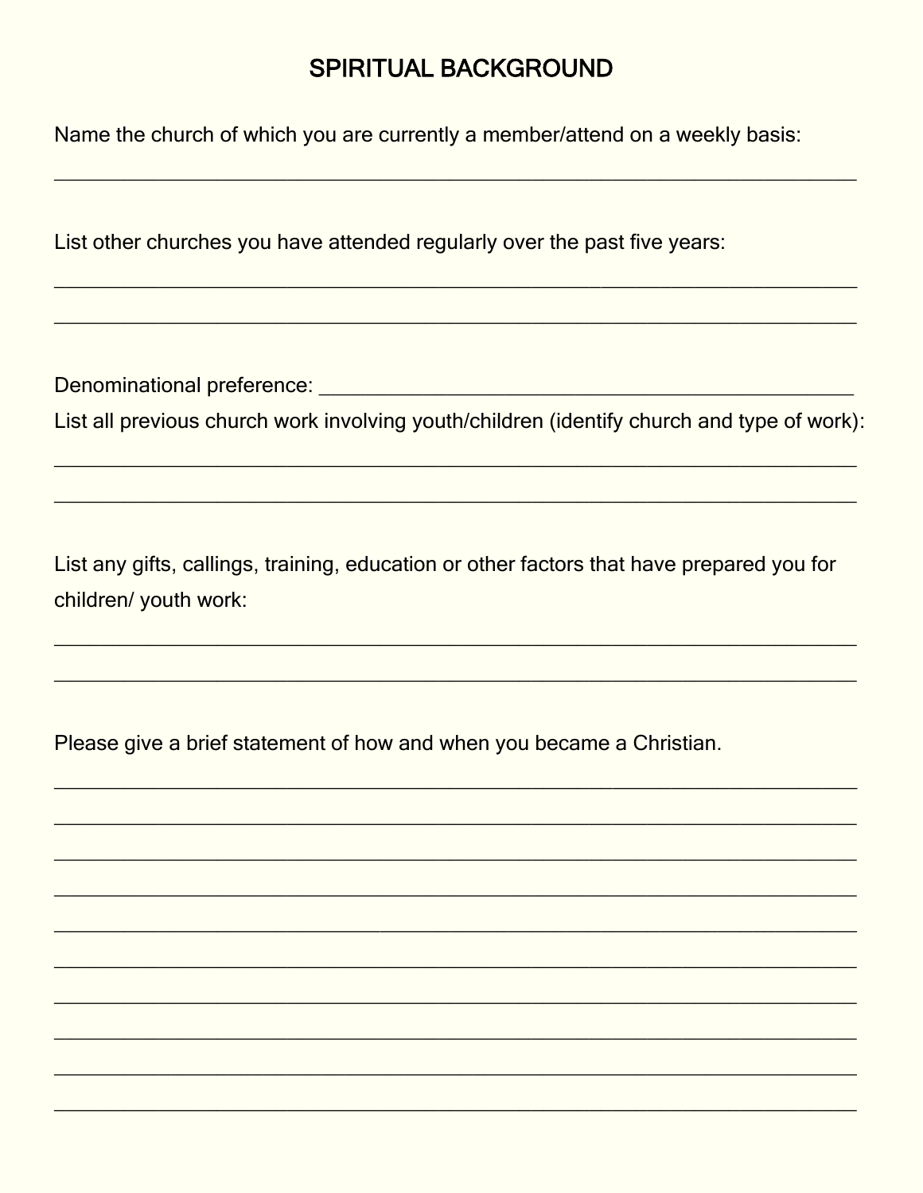# SPIRITUAL BACKGROUND

Name the church of which you are currently a member/attend on a weekly basis:

_______________________________________________________________________________

List other churches you have attended regularly over the past five years:

_______________________________________________________________________________

_______________________________________________________________________________

Denominational preference: ____________________________________________________

List all previous church work involving youth/children (identify church and type of work):

_______________________________________________________________________________

_______________________________________________________________________________

List any gifts, callings, training, education or other factors that have prepared you for children/ youth work:

_______________________________________________________________________________

_______________________________________________________________________________

Please give a brief statement of how and when you became a Christian.

_______________________________________________________________________________

_______________________________________________________________________________

_______________________________________________________________________________

_______________________________________________________________________________

_______________________________________________________________________________

_______________________________________________________________________________

_______________________________________________________________________________

_______________________________________________________________________________

_______________________________________________________________________________

_______________________________________________________________________________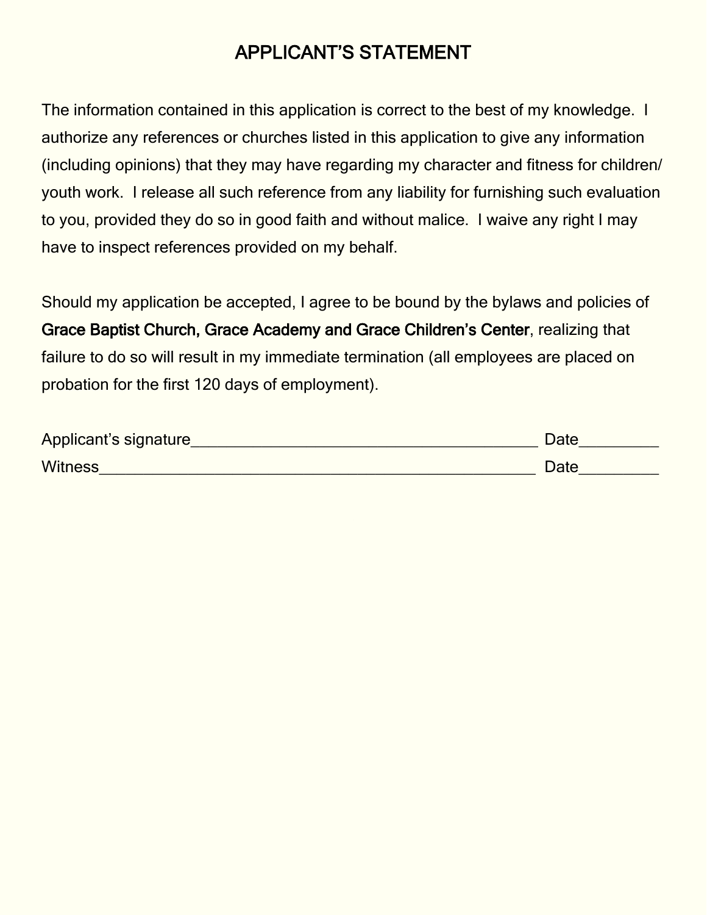# APPLICANT'S STATEMENT

The information contained in this application is correct to the best of my knowledge. I authorize any references or churches listed in this application to give any information (including opinions) that they may have regarding my character and fitness for children/ youth work. I release all such reference from any liability for furnishing such evaluation to you, provided they do so in good faith and without malice. I waive any right I may have to inspect references provided on my behalf.

Should my application be accepted, I agree to be bound by the bylaws and policies of **Grace Baptist Church, Grace Academy and Grace Children's Center**, realizing that failure to do so will result in my immediate termination (all employees are placed on probation for the first 120 days of employment).

Applicant's signature_________________________________________ Date_________

Witness____________________________________________________ Date_________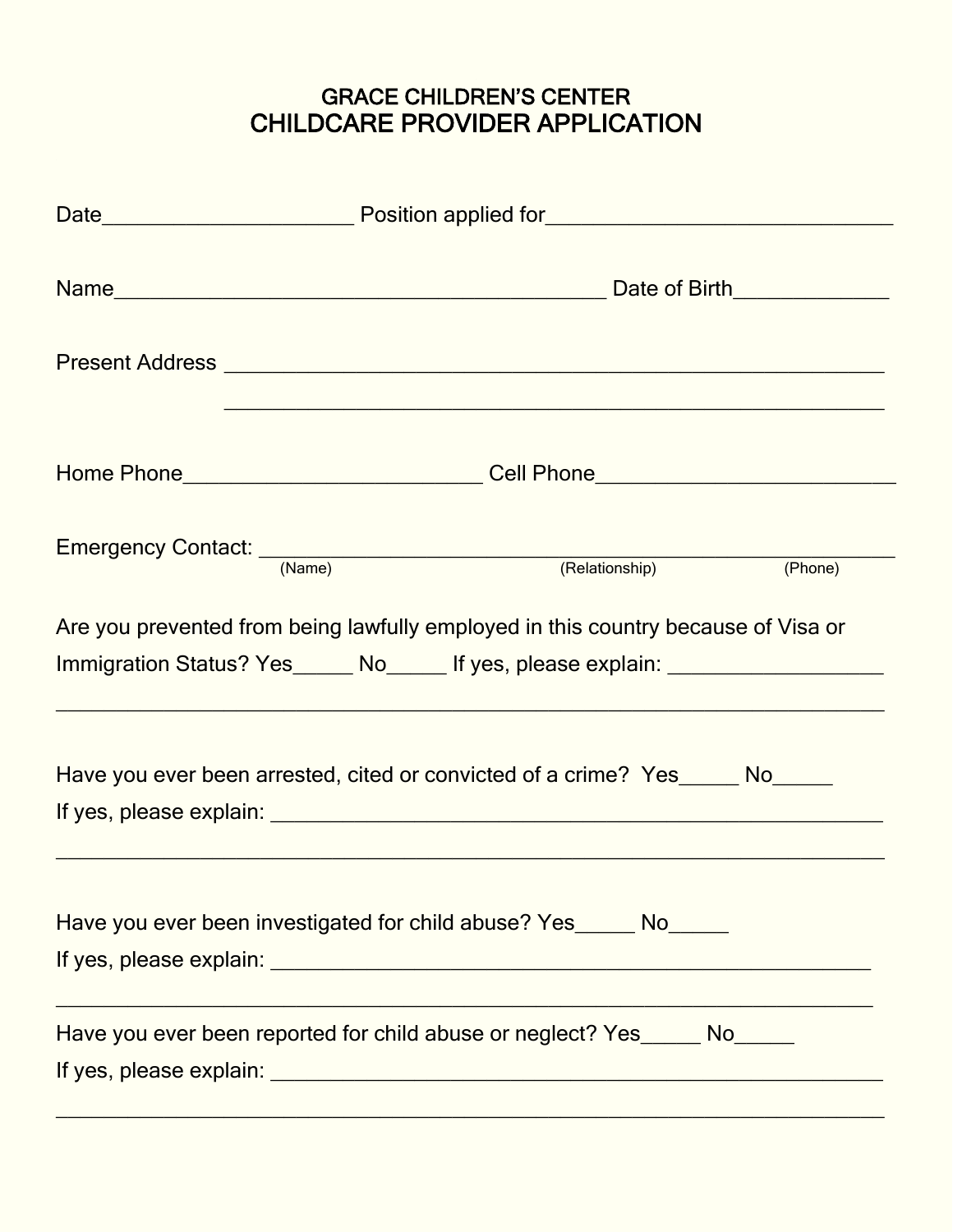# GRACE CHILDREN'S CENTER
# CHILDCARE PROVIDER APPLICATION

Date______________________ Position applied for_______________________________

Name____________________________________________ Date of Birth______________

Present Address ___________________________________________________________

_______________________________________________________________________

Home Phone___________________________ Cell Phone___________________________

Emergency Contact: _________________________________________________________
(Name) (Relationship) (Phone)

Are you prevented from being lawfully employed in this country because of Visa or Immigration Status? Yes_____ No_____ If yes, please explain: ___________________

___________________________________________________________________________

Have you ever been arrested, cited or convicted of a crime? Yes_____ No_____
If yes, please explain: _______________________________________________________

___________________________________________________________________________

Have you ever been investigated for child abuse? Yes_____ No_____
If yes, please explain: _______________________________________________________

___________________________________________________________________________

Have you ever been reported for child abuse or neglect? Yes_____ No_____
If yes, please explain: _______________________________________________________

___________________________________________________________________________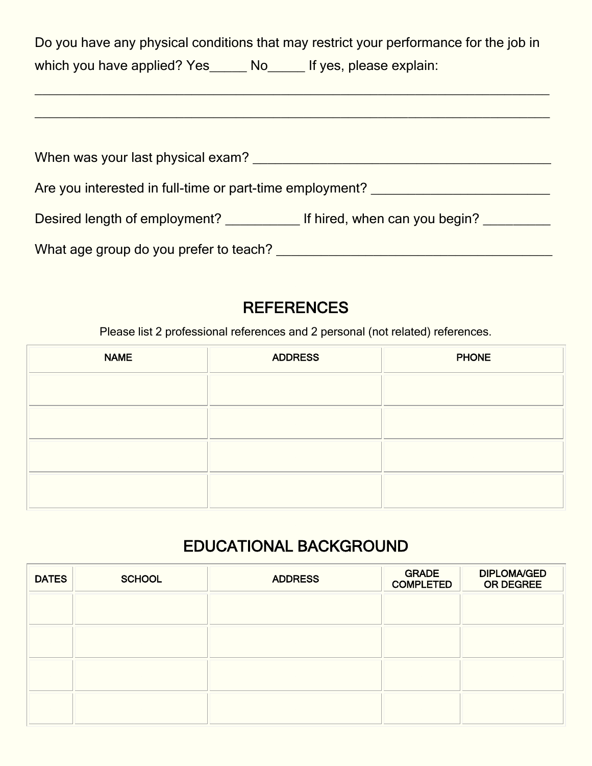Do you have any physical conditions that may restrict your performance for the job in which you have applied? Yes_____ No_____ If yes, please explain:

______________________________________________________________________________

______________________________________________________________________________

When was your last physical exam? ____________________________________________

Are you interested in full-time or part-time employment? __________________________

Desired length of employment? __________ If hired, when can you begin? _________

What age group do you prefer to teach? ________________________________________

## REFERENCES

Please list 2 professional references and 2 personal (not related) references.

| NAME | ADDRESS | PHONE |
|---|---|---|
| | | |
| | | |
| | | |
| | | |

## EDUCATIONAL BACKGROUND

| DATES | SCHOOL | ADDRESS | GRADE COMPLETED | DIPLOMA/GED OR DEGREE |
|---|---|---|---|---|
| | | | | |
| | | | | |
| | | | | |
| | | | | |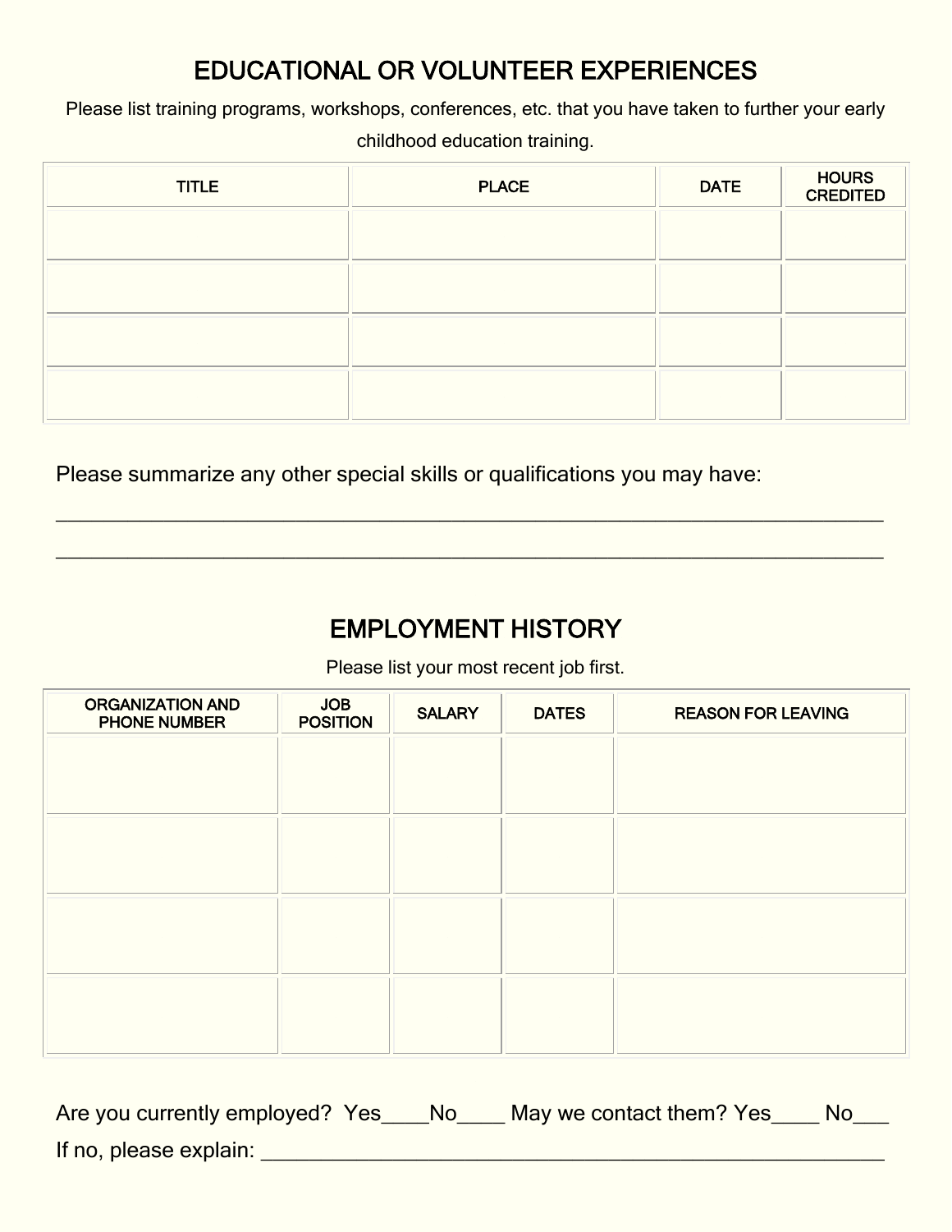## EDUCATIONAL OR VOLUNTEER EXPERIENCES

Please list training programs, workshops, conferences, etc. that you have taken to further your early childhood education training.

| TITLE | PLACE | DATE | HOURS CREDITED |
|---|---|---|---|
| | | | |
| | | | |
| | | | |
| | | | |

Please summarize any other special skills or qualifications you may have:

\_\_\_\_\_\_\_\_\_\_\_\_\_\_\_\_\_\_\_\_\_\_\_\_\_\_\_\_\_\_\_\_\_\_\_\_\_\_\_\_\_\_\_\_\_\_\_\_\_\_\_\_\_\_\_\_\_\_\_\_\_\_\_\_\_\_\_\_\_\_

\_\_\_\_\_\_\_\_\_\_\_\_\_\_\_\_\_\_\_\_\_\_\_\_\_\_\_\_\_\_\_\_\_\_\_\_\_\_\_\_\_\_\_\_\_\_\_\_\_\_\_\_\_\_\_\_\_\_\_\_\_\_\_\_\_\_\_\_\_\_

## EMPLOYMENT HISTORY

Please list your most recent job first.

| ORGANIZATION AND PHONE NUMBER | JOB POSITION | SALARY | DATES | REASON FOR LEAVING |
|---|---|---|---|---|
| | | | | |
| | | | | |
| | | | | |
| | | | | |

Are you currently employed? Yes\_\_\_\_No\_\_\_\_ May we contact them? Yes\_\_\_\_ No\_\_\_

If no, please explain: \_\_\_\_\_\_\_\_\_\_\_\_\_\_\_\_\_\_\_\_\_\_\_\_\_\_\_\_\_\_\_\_\_\_\_\_\_\_\_\_\_\_\_\_\_\_\_\_\_\_\_\_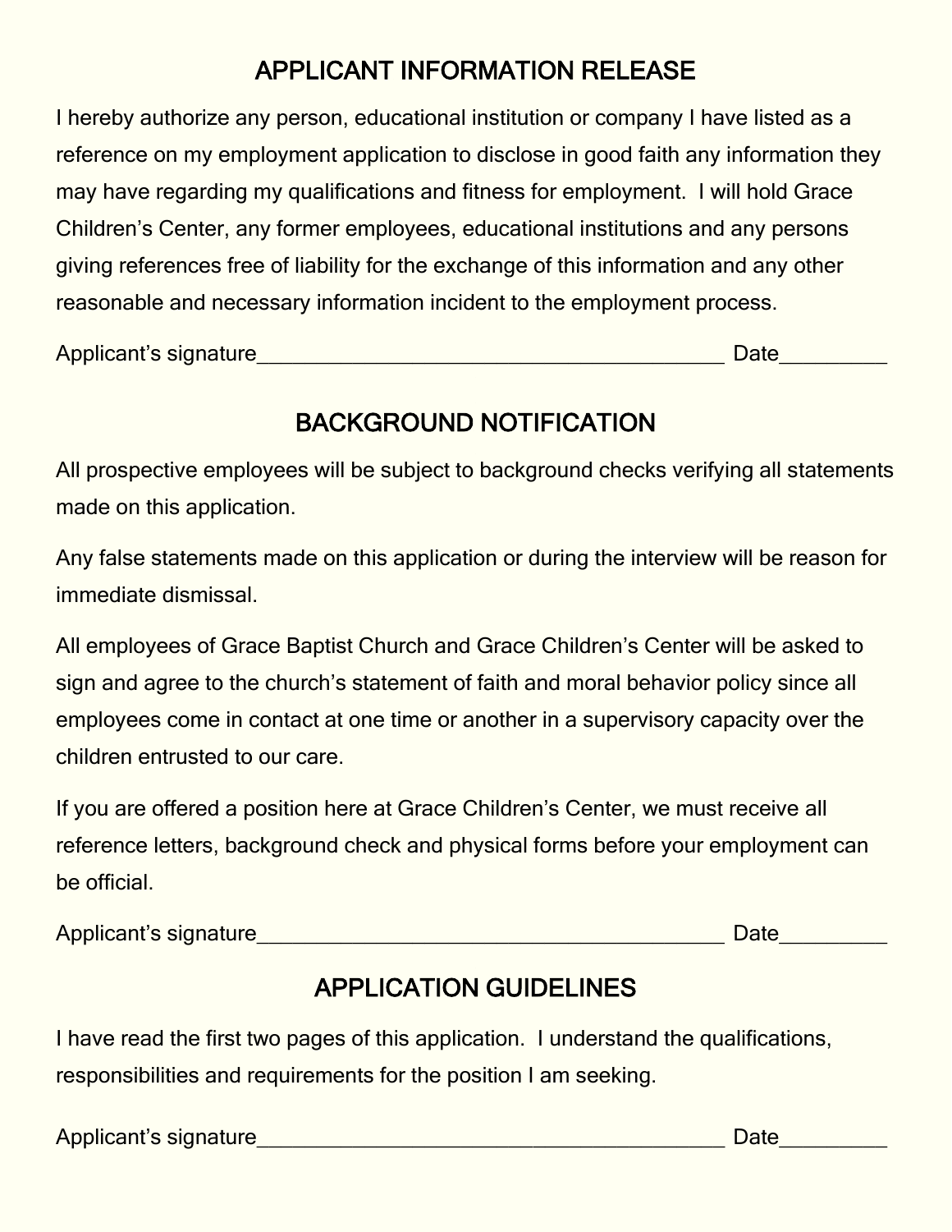## APPLICANT INFORMATION RELEASE

I hereby authorize any person, educational institution or company I have listed as a reference on my employment application to disclose in good faith any information they may have regarding my qualifications and fitness for employment. I will hold Grace Children's Center, any former employees, educational institutions and any persons giving references free of liability for the exchange of this information and any other reasonable and necessary information incident to the employment process.

Applicant's signature__________________________________________ Date_________

## BACKGROUND NOTIFICATION

All prospective employees will be subject to background checks verifying all statements made on this application.

Any false statements made on this application or during the interview will be reason for immediate dismissal.

All employees of Grace Baptist Church and Grace Children's Center will be asked to sign and agree to the church's statement of faith and moral behavior policy since all employees come in contact at one time or another in a supervisory capacity over the children entrusted to our care.

If you are offered a position here at Grace Children's Center, we must receive all reference letters, background check and physical forms before your employment can be official.

Applicant's signature__________________________________________ Date_________

## APPLICATION GUIDELINES

I have read the first two pages of this application. I understand the qualifications, responsibilities and requirements for the position I am seeking.

Applicant's signature__________________________________________ Date_________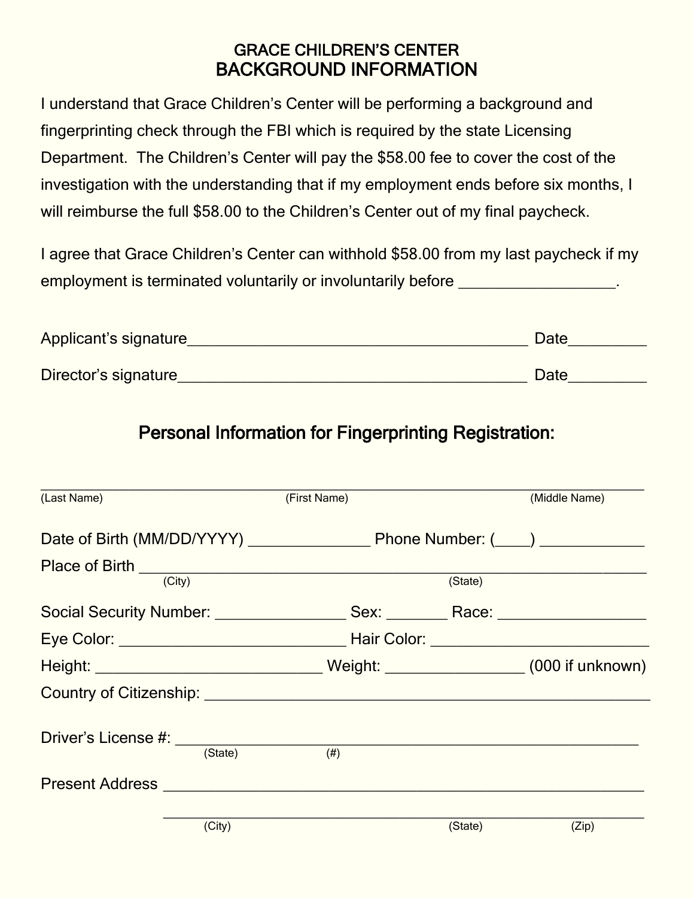## GRACE CHILDREN'S CENTER
## BACKGROUND INFORMATION

I understand that Grace Children's Center will be performing a background and fingerprinting check through the FBI which is required by the state Licensing Department. The Children's Center will pay the $58.00 fee to cover the cost of the investigation with the understanding that if my employment ends before six months, I will reimburse the full $58.00 to the Children's Center out of my final paycheck.

I agree that Grace Children's Center can withhold $58.00 from my last paycheck if my employment is terminated voluntarily or involuntarily before ___________________.

Applicant's signature___________________________________________ Date_________

Director's signature____________________________________________ Date_________

### Personal Information for Fingerprinting Registration:

_______________________________________________________________________________

(Last Name) (First Name) (Middle Name)

Date of Birth (MM/DD/YYYY) _______________ Phone Number: (____) ____________

Place of Birth ____________________________________________________________

(City) (State)

Social Security Number: ________________ Sex: _______ Race: _________________

Eye Color: ____________________________ Hair Color: ___________________________

Height: ____________________________ Weight: ________________ (000 if unknown)

Country of Citizenship: ______________________________________________________

Driver's License #: ________________________________________________________

(State) (#)

Present Address ___________________________________________________________

___________________________________________________________

(City) (State) (Zip)